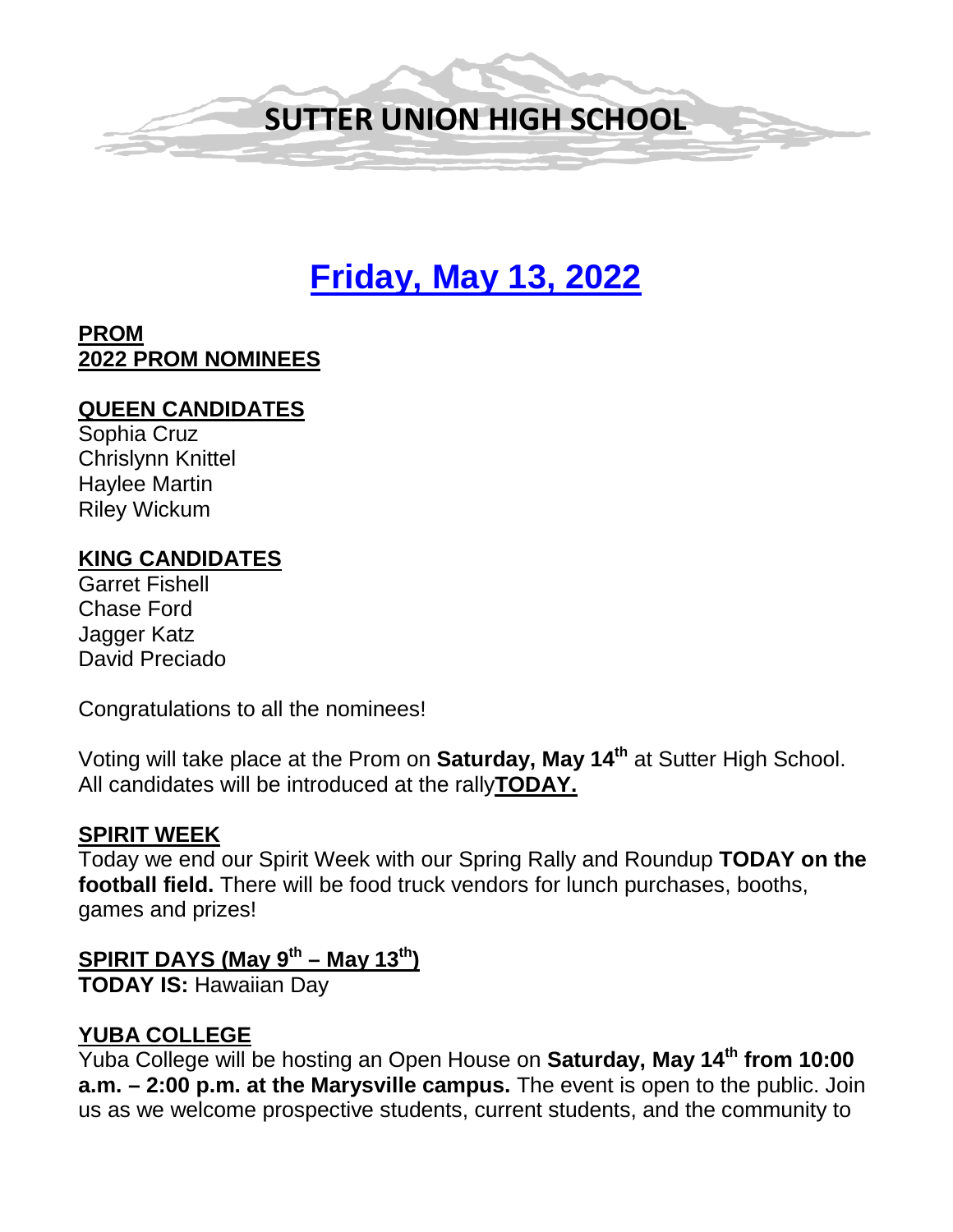# SUTTER UNION HIGH SCHOOL

## Friday, May 13, 2022

**PROM**
**2022 PROM NOMINEES**

**QUEEN CANDIDATES**
Sophia Cruz
Chrislynn Knittel
Haylee Martin
Riley Wickum

**KING CANDIDATES**
Garret Fishell
Chase Ford
Jagger Katz
David Preciado

Congratulations to all the nominees!

Voting will take place at the Prom on **Saturday, May 14th** at Sutter High School. All candidates will be introduced at the rally**TODAY.**

**SPIRIT WEEK**
Today we end our Spirit Week with our Spring Rally and Roundup **TODAY on the football field.** There will be food truck vendors for lunch purchases, booths, games and prizes!

**SPIRIT DAYS (May 9th – May 13th)**
**TODAY IS:** Hawaiian Day

**YUBA COLLEGE**
Yuba College will be hosting an Open House on **Saturday, May 14th from 10:00 a.m. – 2:00 p.m. at the Marysville campus.** The event is open to the public. Join us as we welcome prospective students, current students, and the community to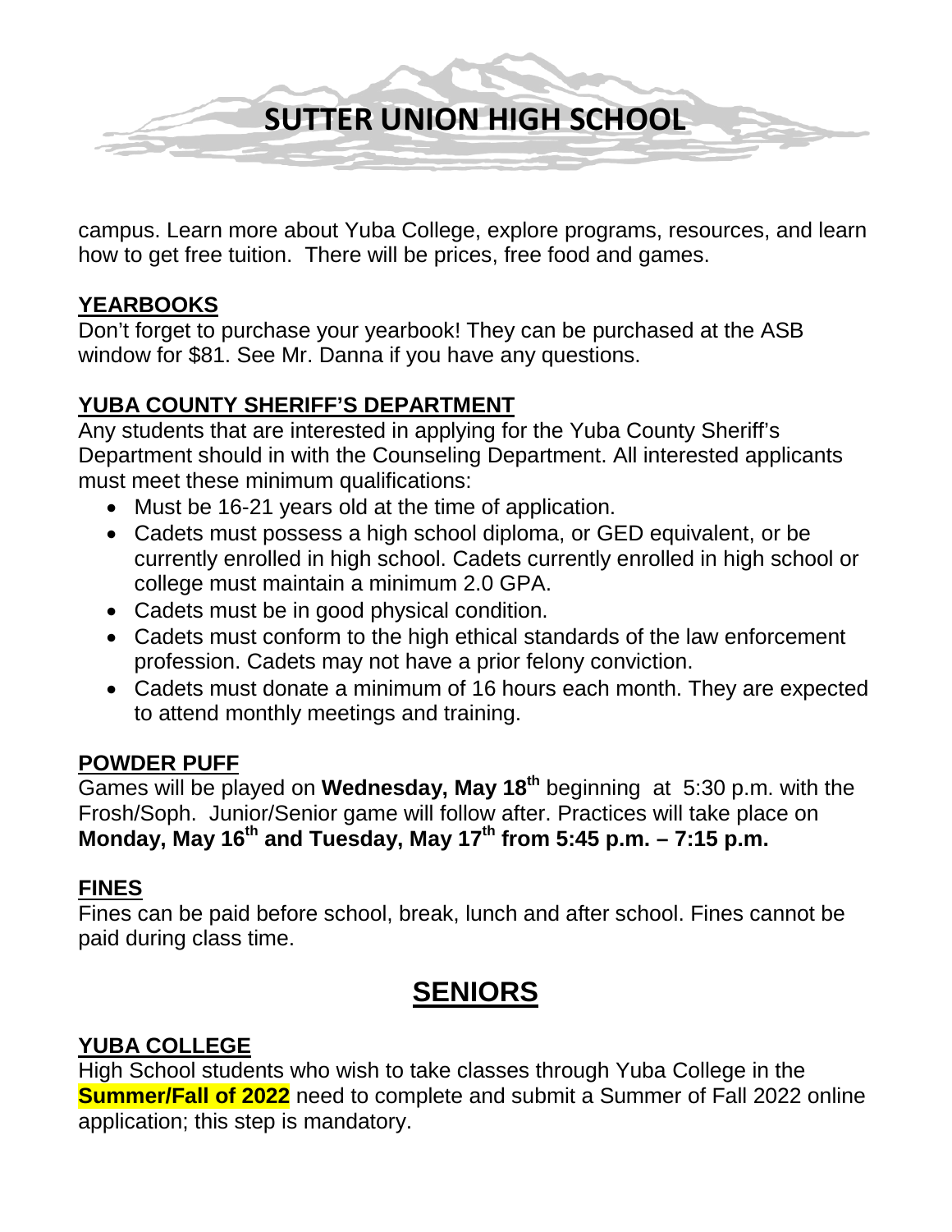campus. Learn more about Yuba College, explore programs, resources, and learn how to get free tuition. There will be prices, free food and games.

## YEARBOOKS

Don't forget to purchase your yearbook! They can be purchased at the ASB window for $81. See Mr. Danna if you have any questions.

## YUBA COUNTY SHERIFF'S DEPARTMENT

Any students that are interested in applying for the Yuba County Sheriff's Department should in with the Counseling Department. All interested applicants must meet these minimum qualifications:

- Must be 16-21 years old at the time of application.
- Cadets must possess a high school diploma, or GED equivalent, or be currently enrolled in high school. Cadets currently enrolled in high school or college must maintain a minimum 2.0 GPA.
- Cadets must be in good physical condition.
- Cadets must conform to the high ethical standards of the law enforcement profession. Cadets may not have a prior felony conviction.
- Cadets must donate a minimum of 16 hours each month. They are expected to attend monthly meetings and training.

## POWDER PUFF

Games will be played on **Wednesday, May 18th** beginning at 5:30 p.m. with the Frosh/Soph. Junior/Senior game will follow after. Practices will take place on **Monday, May 16th and Tuesday, May 17th from 5:45 p.m. – 7:15 p.m.**

## FINES

Fines can be paid before school, break, lunch and after school. Fines cannot be paid during class time.

# SENIORS

## YUBA COLLEGE

High School students who wish to take classes through Yuba College in the **Summer/Fall of 2022** need to complete and submit a Summer of Fall 2022 online application; this step is mandatory.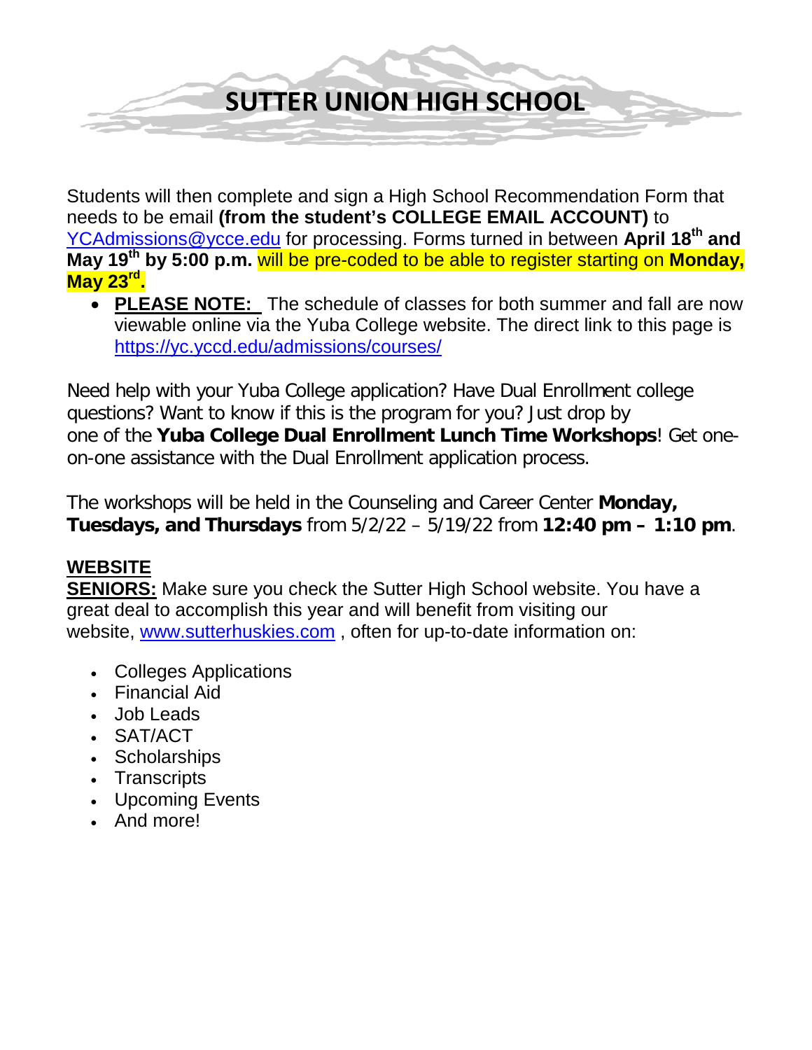# SUTTER UNION HIGH SCHOOL

Students will then complete and sign a High School Recommendation Form that needs to be email **(from the student's COLLEGE EMAIL ACCOUNT)** to YCAdmissions@ycce.edu for processing. Forms turned in between **April 18th and May 19th by 5:00 p.m.** will be pre-coded to be able to register starting on **Monday, May 23rd.**

- **PLEASE NOTE:** The schedule of classes for both summer and fall are now viewable online via the Yuba College website. The direct link to this page is https://yc.yccd.edu/admissions/courses/

Need help with your Yuba College application? Have Dual Enrollment college questions? Want to know if this is the program for you? Just drop by one of the **Yuba College Dual Enrollment Lunch Time Workshops**! Get one-on-one assistance with the Dual Enrollment application process.

The workshops will be held in the Counseling and Career Center **Monday, Tuesdays, and Thursdays** from 5/2/22 – 5/19/22 from **12:40 pm – 1:10 pm**.

## WEBSITE

**SENIORS:** Make sure you check the Sutter High School website. You have a great deal to accomplish this year and will benefit from visiting our website, www.sutterhuskies.com , often for up-to-date information on:

- Colleges Applications
- Financial Aid
- Job Leads
- SAT/ACT
- Scholarships
- Transcripts
- Upcoming Events
- And more!